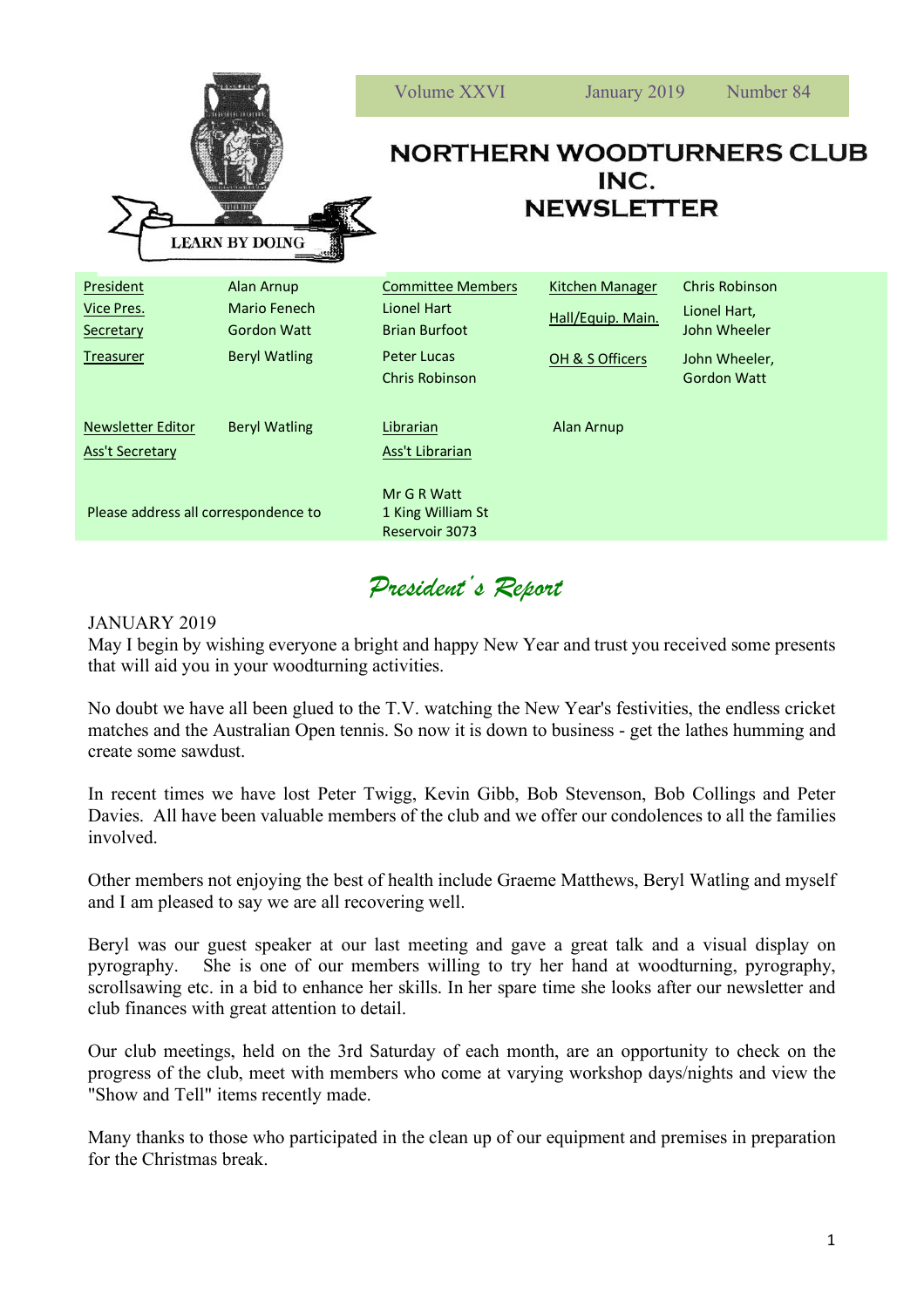Volume XXVI | January 2019 | Number 84

# NORTHERN WOODTURNERS CLUB INC. NEWSLETTER

LEARN BY DOING

| | | | | | |
|---|---|---|---|---|---|
| President | Alan Arnup | Committee Members | | Kitchen Manager | Chris Robinson |
| Vice Pres. | Mario Fenech | Lionel Hart | | Hall/Equip. Main. | Lionel Hart, John Wheeler |
| Secretary | Gordon Watt | Brian Burfoot | | | |
| Treasurer | Beryl Watling | Peter Lucas | | OH & S Officers | John Wheeler, Gordon Watt |
| | | Chris Robinson | | | |
| Newsletter Editor | Beryl Watling | Librarian | Alan Arnup | | |
| Ass't Secretary | | Ass't Librarian | | | |

Please address all correspondence to Mr G R Watt, 1 King William St, Reservoir 3073

## *President's Report*

JANUARY 2019

May I begin by wishing everyone a bright and happy New Year and trust you received some presents that will aid you in your woodturning activities.

No doubt we have all been glued to the T.V. watching the New Year's festivities, the endless cricket matches and the Australian Open tennis. So now it is down to business - get the lathes humming and create some sawdust.

In recent times we have lost Peter Twigg, Kevin Gibb, Bob Stevenson, Bob Collings and Peter Davies. All have been valuable members of the club and we offer our condolences to all the families involved.

Other members not enjoying the best of health include Graeme Matthews, Beryl Watling and myself and I am pleased to say we are all recovering well.

Beryl was our guest speaker at our last meeting and gave a great talk and a visual display on pyrography. She is one of our members willing to try her hand at woodturning, pyrography, scrollsawing etc. in a bid to enhance her skills. In her spare time she looks after our newsletter and club finances with great attention to detail.

Our club meetings, held on the 3rd Saturday of each month, are an opportunity to check on the progress of the club, meet with members who come at varying workshop days/nights and view the "Show and Tell" items recently made.

Many thanks to those who participated in the clean up of our equipment and premises in preparation for the Christmas break.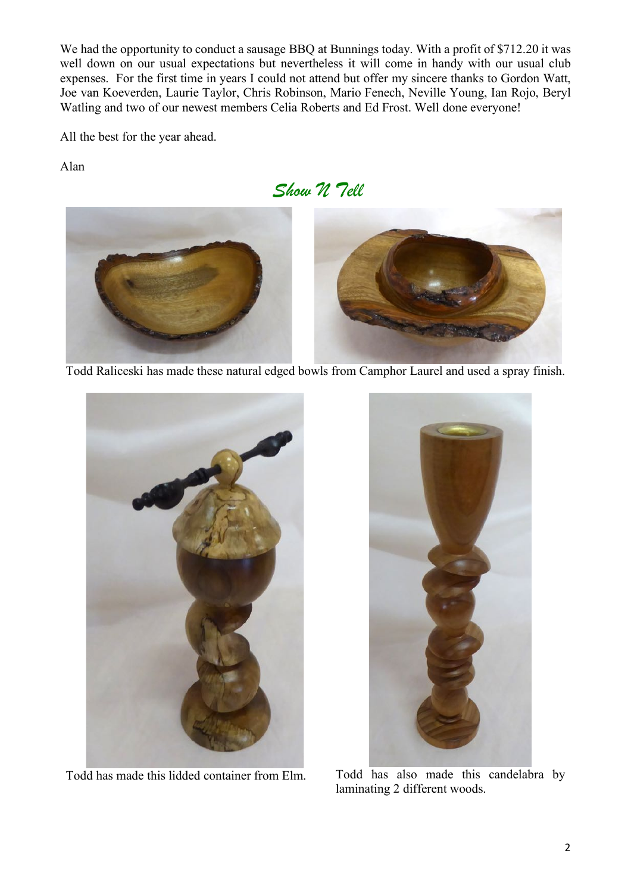We had the opportunity to conduct a sausage BBQ at Bunnings today. With a profit of $712.20 it was well down on our usual expectations but nevertheless it will come in handy with our usual club expenses. For the first time in years I could not attend but offer my sincere thanks to Gordon Watt, Joe van Koeverden, Laurie Taylor, Chris Robinson, Mario Fenech, Neville Young, Ian Rojo, Beryl Watling and two of our newest members Celia Roberts and Ed Frost. Well done everyone!

All the best for the year ahead.

Alan

## *Show N Tell*

Todd Raliceski has made these natural edged bowls from Camphor Laurel and used a spray finish.

Todd has made this lidded container from Elm.

Todd has also made this candelabra by laminating 2 different woods.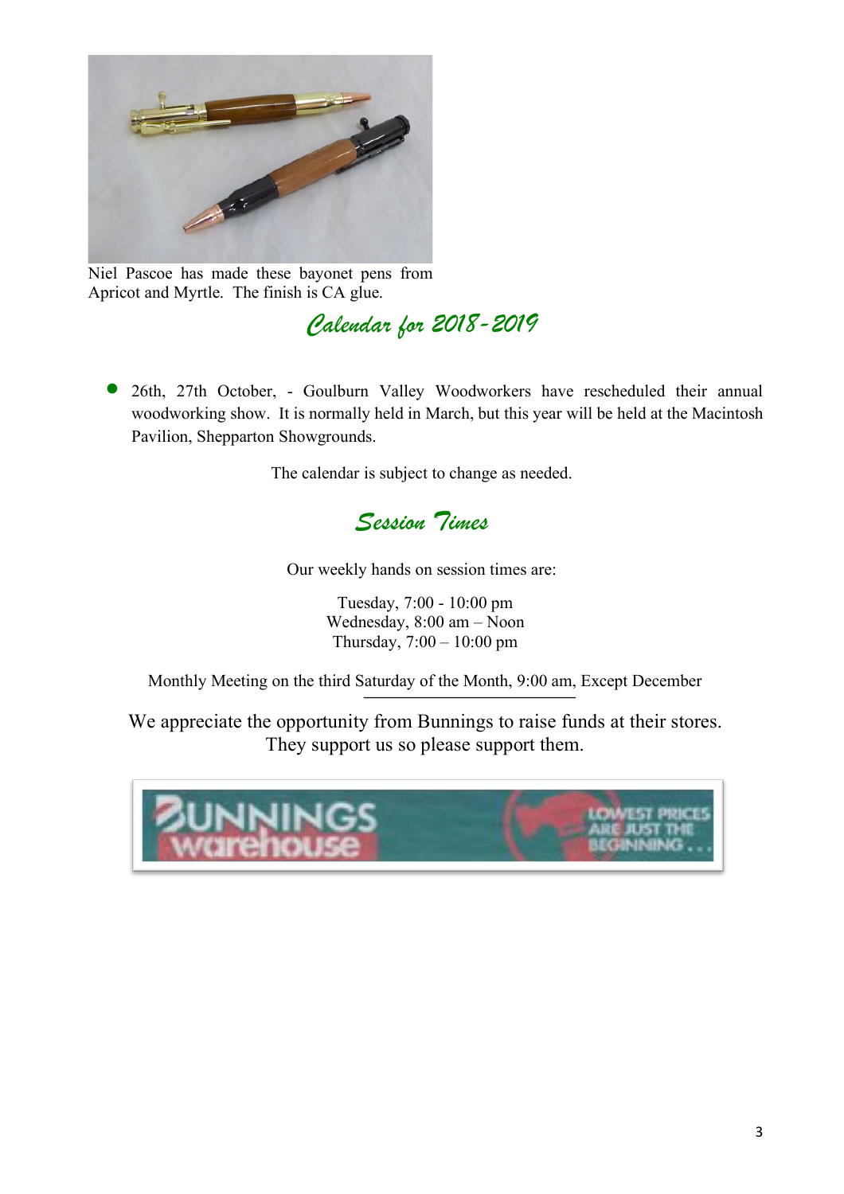Niel Pascoe has made these bayonet pens from Apricot and Myrtle. The finish is CA glue.

## *Calendar for 2018-2019*

- 26th, 27th October, - Goulburn Valley Woodworkers have rescheduled their annual woodworking show. It is normally held in March, but this year will be held at the Macintosh Pavilion, Shepparton Showgrounds.

The calendar is subject to change as needed.

## *Session Times*

Our weekly hands on session times are:

Tuesday, 7:00 - 10:00 pm
Wednesday, 8:00 am – Noon
Thursday, 7:00 – 10:00 pm

Monthly Meeting on the third Saturday of the Month, 9:00 am, Except December

---

We appreciate the opportunity from Bunnings to raise funds at their stores.
They support us so please support them.